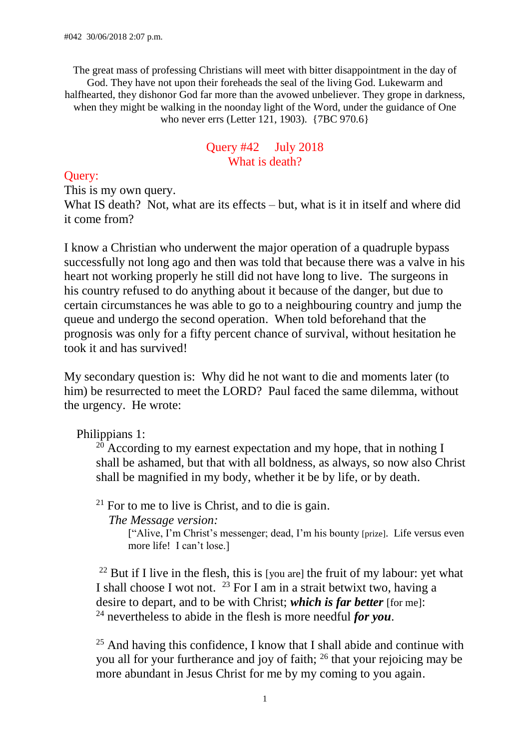#042 30/06/2018 2:07 p.m.

The great mass of professing Christians will meet with bitter disappointment in the day of God. They have not upon their foreheads the seal of the living God. Lukewarm and halfhearted, they dishonor God far more than the avowed unbeliever. They grope in darkness, when they might be walking in the noonday light of the Word, under the guidance of One who never errs (Letter 121, 1903). {7BC 970.6}

## Query #42 July 2018
## What is death?

**Query:**

This is my own query.
What IS death? Not, what are its effects – but, what is it in itself and where did it come from?

I know a Christian who underwent the major operation of a quadruple bypass successfully not long ago and then was told that because there was a valve in his heart not working properly he still did not have long to live. The surgeons in his country refused to do anything about it because of the danger, but due to certain circumstances he was able to go to a neighbouring country and jump the queue and undergo the second operation. When told beforehand that the prognosis was only for a fifty percent chance of survival, without hesitation he took it and has survived!

My secondary question is: Why did he not want to die and moments later (to him) be resurrected to meet the LORD? Paul faced the same dilemma, without the urgency. He wrote:

Philippians 1:

> [20] According to my earnest expectation and my hope, that in nothing I shall be ashamed, but that with all boldness, as always, so now also Christ shall be magnified in my body, whether it be by life, or by death.
>
> [21] For to me to live is Christ, and to die is gain.
>
> *The Message version:*
>
> ["Alive, I'm Christ's messenger; dead, I'm his bounty [prize]. Life versus even more life! I can't lose.]
>
> [22] But if I live in the flesh, this is [you are] the fruit of my labour: yet what I shall choose I wot not. [23] For I am in a strait betwixt two, having a desire to depart, and to be with Christ; ***which is far better*** [for me]: [24] nevertheless to abide in the flesh is more needful ***for you***.
>
> [25] And having this confidence, I know that I shall abide and continue with you all for your furtherance and joy of faith; [26] that your rejoicing may be more abundant in Jesus Christ for me by my coming to you again.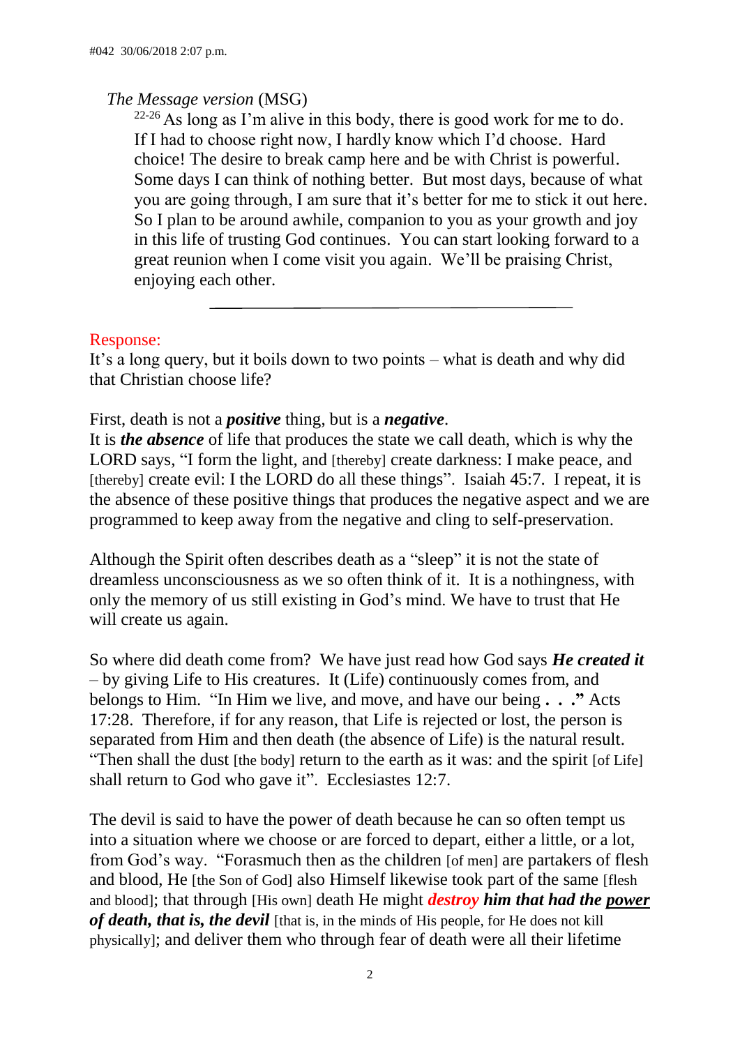*The Message version* (MSG)

[22-26] As long as I'm alive in this body, there is good work for me to do. If I had to choose right now, I hardly know which I'd choose. Hard choice! The desire to break camp here and be with Christ is powerful. Some days I can think of nothing better. But most days, because of what you are going through, I am sure that it's better for me to stick it out here. So I plan to be around awhile, companion to you as your growth and joy in this life of trusting God continues. You can start looking forward to a great reunion when I come visit you again. We'll be praising Christ, enjoying each other.

---

Response:

It's a long query, but it boils down to two points – what is death and why did that Christian choose life?

First, death is not a ***positive*** thing, but is a ***negative***.

It is ***the absence*** of life that produces the state we call death, which is why the LORD says, "I form the light, and [thereby] create darkness: I make peace, and [thereby] create evil: I the LORD do all these things". Isaiah 45:7. I repeat, it is the absence of these positive things that produces the negative aspect and we are programmed to keep away from the negative and cling to self-preservation.

Although the Spirit often describes death as a "sleep" it is not the state of dreamless unconsciousness as we so often think of it. It is a nothingness, with only the memory of us still existing in God's mind. We have to trust that He will create us again.

So where did death come from? We have just read how God says ***He created it*** – by giving Life to His creatures. It (Life) continuously comes from, and belongs to Him. "In Him we live, and move, and have our being **. . .**" Acts 17:28. Therefore, if for any reason, that Life is rejected or lost, the person is separated from Him and then death (the absence of Life) is the natural result. "Then shall the dust [the body] return to the earth as it was: and the spirit [of Life] shall return to God who gave it". Ecclesiastes 12:7.

The devil is said to have the power of death because he can so often tempt us into a situation where we choose or are forced to depart, either a little, or a lot, from God's way. "Forasmuch then as the children [of men] are partakers of flesh and blood, He [the Son of God] also Himself likewise took part of the same [flesh and blood]; that through [His own] death He might ***destroy him that had the power of death, that is, the devil*** [that is, in the minds of His people, for He does not kill physically]; and deliver them who through fear of death were all their lifetime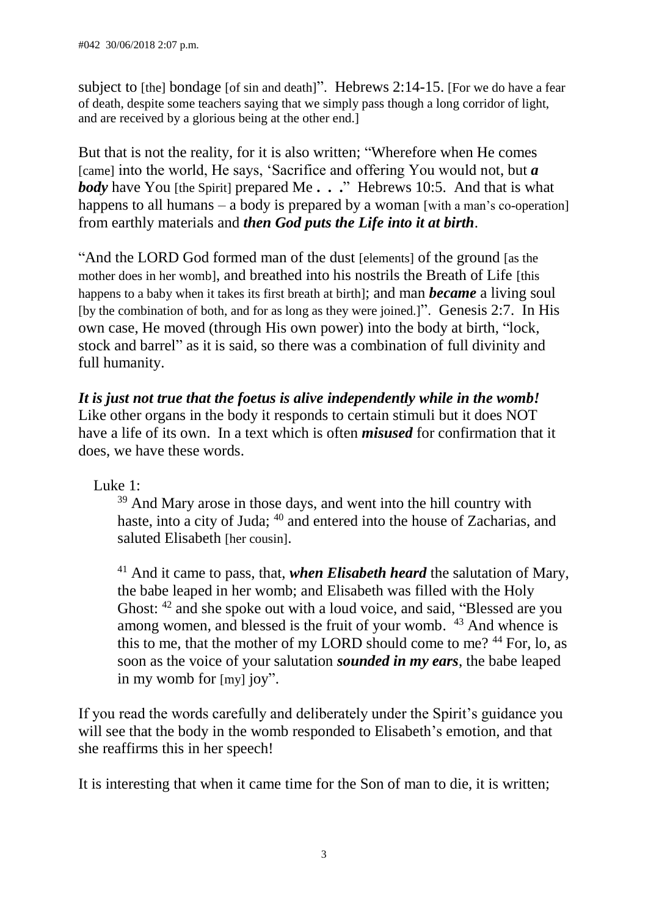subject to [the] bondage [of sin and death]". Hebrews 2:14-15. [For we do have a fear of death, despite some teachers saying that we simply pass though a long corridor of light, and are received by a glorious being at the other end.]

But that is not the reality, for it is also written; "Wherefore when He comes [came] into the world, He says, 'Sacrifice and offering You would not, but ***a body*** have You [the Spirit] prepared Me ***. . .***" Hebrews 10:5. And that is what happens to all humans – a body is prepared by a woman [with a man's co-operation] from earthly materials and ***then God puts the Life into it at birth***.

"And the LORD God formed man of the dust [elements] of the ground [as the mother does in her womb], and breathed into his nostrils the Breath of Life [this happens to a baby when it takes its first breath at birth]; and man ***became*** a living soul [by the combination of both, and for as long as they were joined.]". Genesis 2:7. In His own case, He moved (through His own power) into the body at birth, "lock, stock and barrel" as it is said, so there was a combination of full divinity and full humanity.

***It is just not true that the foetus is alive independently while in the womb!*** Like other organs in the body it responds to certain stimuli but it does NOT have a life of its own. In a text which is often ***misused*** for confirmation that it does, we have these words.

Luke 1:

> [39] And Mary arose in those days, and went into the hill country with haste, into a city of Juda; [40] and entered into the house of Zacharias, and saluted Elisabeth [her cousin].
>
> [41] And it came to pass, that, ***when Elisabeth heard*** the salutation of Mary, the babe leaped in her womb; and Elisabeth was filled with the Holy Ghost: [42] and she spoke out with a loud voice, and said, "Blessed are you among women, and blessed is the fruit of your womb. [43] And whence is this to me, that the mother of my LORD should come to me? [44] For, lo, as soon as the voice of your salutation ***sounded in my ears***, the babe leaped in my womb for [my] joy".

If you read the words carefully and deliberately under the Spirit's guidance you will see that the body in the womb responded to Elisabeth's emotion, and that she reaffirms this in her speech!

It is interesting that when it came time for the Son of man to die, it is written;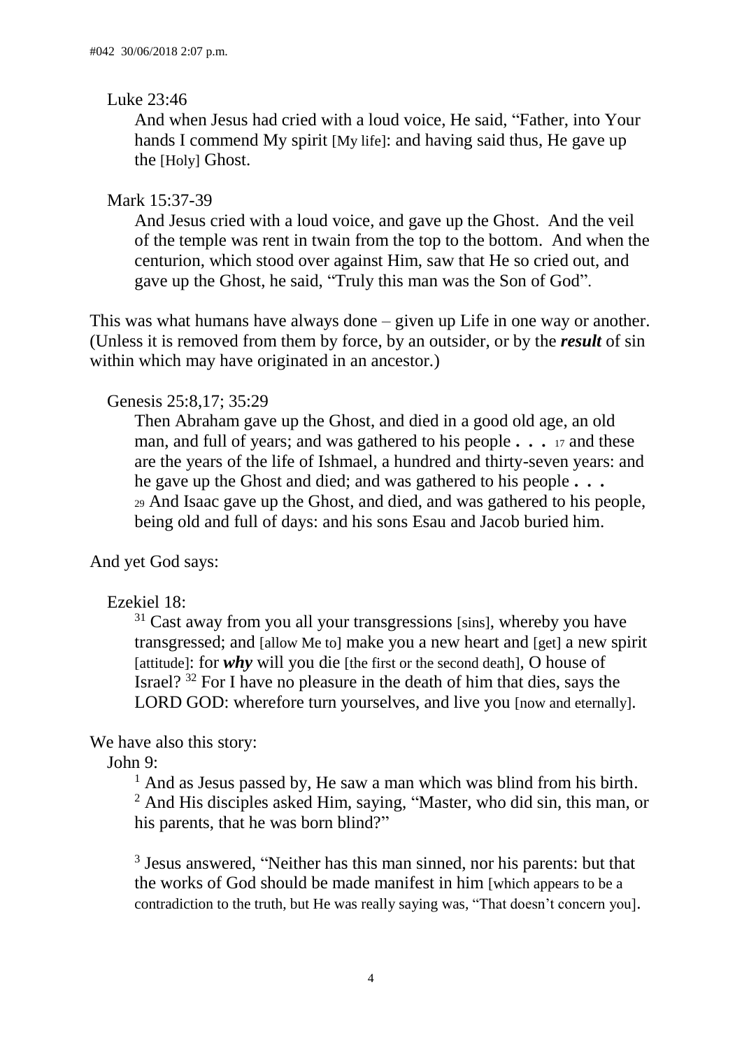Luke 23:46

> And when Jesus had cried with a loud voice, He said, "Father, into Your hands I commend My spirit [My life]: and having said thus, He gave up the [Holy] Ghost.

Mark 15:37-39

> And Jesus cried with a loud voice, and gave up the Ghost. And the veil of the temple was rent in twain from the top to the bottom. And when the centurion, which stood over against Him, saw that He so cried out, and gave up the Ghost, he said, "Truly this man was the Son of God".

This was what humans have always done – given up Life in one way or another. (Unless it is removed from them by force, by an outsider, or by the ***result*** of sin within which may have originated in an ancestor.)

Genesis 25:8,17; 35:29

> Then Abraham gave up the Ghost, and died in a good old age, an old man, and full of years; and was gathered to his people **. . .** 17 and these are the years of the life of Ishmael, a hundred and thirty-seven years: and he gave up the Ghost and died; and was gathered to his people **. . .** 29 And Isaac gave up the Ghost, and died, and was gathered to his people, being old and full of days: and his sons Esau and Jacob buried him.

And yet God says:

Ezekiel 18:

> 31 Cast away from you all your transgressions [sins], whereby you have transgressed; and [allow Me to] make you a new heart and [get] a new spirit [attitude]: for ***why*** will you die [the first or the second death], O house of Israel? 32 For I have no pleasure in the death of him that dies, says the LORD GOD: wherefore turn yourselves, and live you [now and eternally].

We have also this story:

John 9:

> 1 And as Jesus passed by, He saw a man which was blind from his birth.
> 2 And His disciples asked Him, saying, "Master, who did sin, this man, or his parents, that he was born blind?"
>
> 3 Jesus answered, "Neither has this man sinned, nor his parents: but that the works of God should be made manifest in him [which appears to be a contradiction to the truth, but He was really saying was, "That doesn't concern you].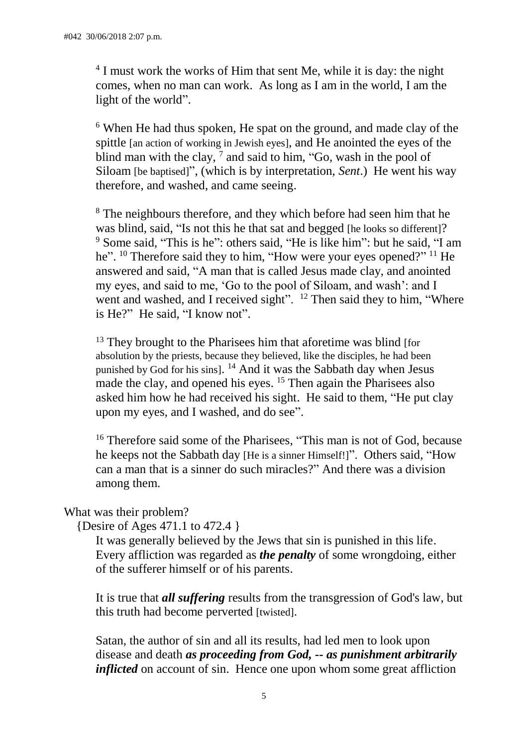[4] I must work the works of Him that sent Me, while it is day: the night comes, when no man can work. As long as I am in the world, I am the light of the world".

[6] When He had thus spoken, He spat on the ground, and made clay of the spittle [an action of working in Jewish eyes], and He anointed the eyes of the blind man with the clay, [7] and said to him, "Go, wash in the pool of Siloam [be baptised]", (which is by interpretation, *Sent*.) He went his way therefore, and washed, and came seeing.

[8] The neighbours therefore, and they which before had seen him that he was blind, said, "Is not this he that sat and begged [he looks so different]? [9] Some said, "This is he": others said, "He is like him": but he said, "I am he". [10] Therefore said they to him, "How were your eyes opened?" [11] He answered and said, "A man that is called Jesus made clay, and anointed my eyes, and said to me, 'Go to the pool of Siloam, and wash': and I went and washed, and I received sight". [12] Then said they to him, "Where is He?" He said, "I know not".

[13] They brought to the Pharisees him that aforetime was blind [for absolution by the priests, because they believed, like the disciples, he had been punished by God for his sins]. [14] And it was the Sabbath day when Jesus made the clay, and opened his eyes. [15] Then again the Pharisees also asked him how he had received his sight. He said to them, "He put clay upon my eyes, and I washed, and do see".

[16] Therefore said some of the Pharisees, "This man is not of God, because he keeps not the Sabbath day [He is a sinner Himself!]". Others said, "How can a man that is a sinner do such miracles?" And there was a division among them.

What was their problem?

{Desire of Ages 471.1 to 472.4 }

It was generally believed by the Jews that sin is punished in this life. Every affliction was regarded as ***the penalty*** of some wrongdoing, either of the sufferer himself or of his parents.

It is true that ***all suffering*** results from the transgression of God's law, but this truth had become perverted [twisted].

Satan, the author of sin and all its results, had led men to look upon disease and death ***as proceeding from God, -- as punishment arbitrarily inflicted*** on account of sin. Hence one upon whom some great affliction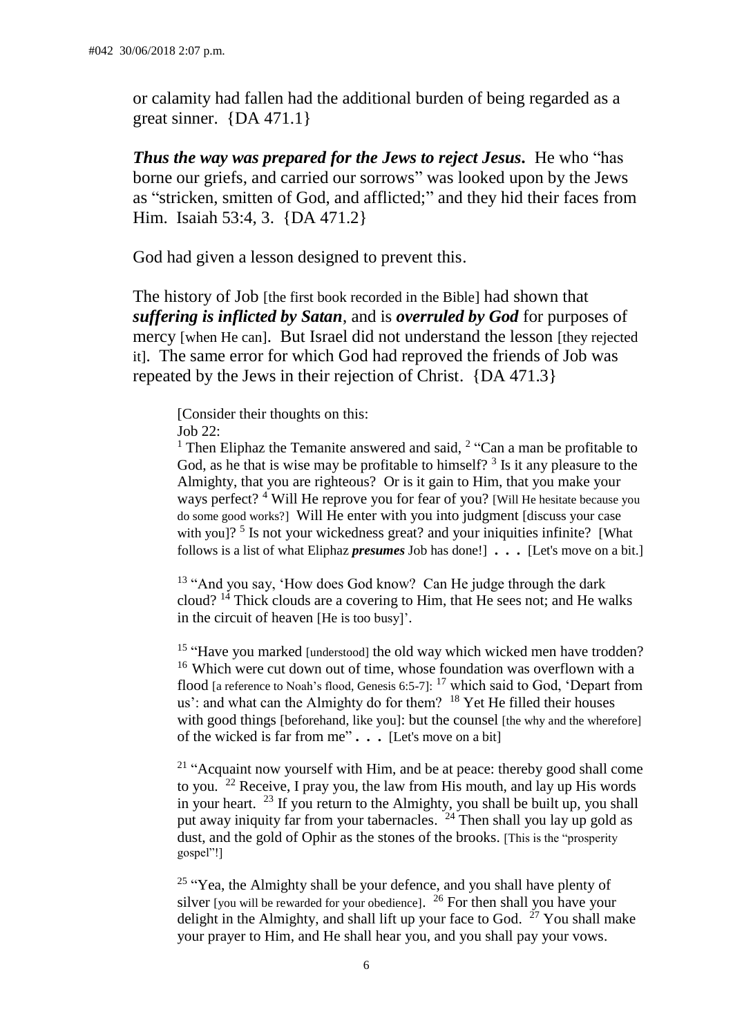or calamity had fallen had the additional burden of being regarded as a great sinner. {DA 471.1}

***Thus the way was prepared for the Jews to reject Jesus.*** He who "has borne our griefs, and carried our sorrows" was looked upon by the Jews as "stricken, smitten of God, and afflicted;" and they hid their faces from Him. Isaiah 53:4, 3. {DA 471.2}

God had given a lesson designed to prevent this.

The history of Job [the first book recorded in the Bible] had shown that ***suffering is inflicted by Satan***, and is ***overruled by God*** for purposes of mercy [when He can]. But Israel did not understand the lesson [they rejected it]. The same error for which God had reproved the friends of Job was repeated by the Jews in their rejection of Christ. {DA 471.3}

> [Consider their thoughts on this:
> Job 22:
> 1 Then Eliphaz the Temanite answered and said, 2 "Can a man be profitable to God, as he that is wise may be profitable to himself? 3 Is it any pleasure to the Almighty, that you are righteous? Or is it gain to Him, that you make your ways perfect? 4 Will He reprove you for fear of you? [Will He hesitate because you do some good works?] Will He enter with you into judgment [discuss your case with you]? 5 Is not your wickedness great? and your iniquities infinite? [What follows is a list of what Eliphaz ***presumes*** Job has done!] **. . .** [Let's move on a bit.]
>
> 13 "And you say, 'How does God know? Can He judge through the dark cloud? 14 Thick clouds are a covering to Him, that He sees not; and He walks in the circuit of heaven [He is too busy]'.
>
> 15 "Have you marked [understood] the old way which wicked men have trodden? 16 Which were cut down out of time, whose foundation was overflown with a flood [a reference to Noah's flood, Genesis 6:5-7]: 17 which said to God, 'Depart from us': and what can the Almighty do for them? 18 Yet He filled their houses with good things [beforehand, like you]: but the counsel [the why and the wherefore] of the wicked is far from me" **. . .** [Let's move on a bit]
>
> 21 "Acquaint now yourself with Him, and be at peace: thereby good shall come to you. 22 Receive, I pray you, the law from His mouth, and lay up His words in your heart. 23 If you return to the Almighty, you shall be built up, you shall put away iniquity far from your tabernacles. 24 Then shall you lay up gold as dust, and the gold of Ophir as the stones of the brooks. [This is the "prosperity gospel"!]
>
> 25 "Yea, the Almighty shall be your defence, and you shall have plenty of silver [you will be rewarded for your obedience]. 26 For then shall you have your delight in the Almighty, and shall lift up your face to God. 27 You shall make your prayer to Him, and He shall hear you, and you shall pay your vows.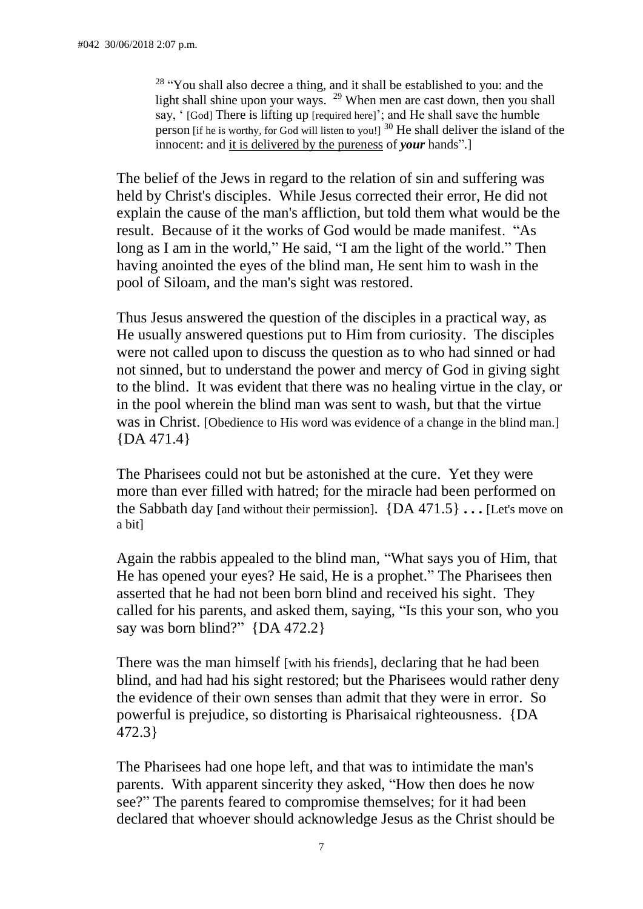> [28] "You shall also decree a thing, and it shall be established to you: and the light shall shine upon your ways. [29] When men are cast down, then you shall say, ' [God] There is lifting up [required here]'; and He shall save the humble person [if he is worthy, for God will listen to you!] [30] He shall deliver the island of the innocent: and <u>it is delivered by the pureness</u> of ***your*** hands".]

The belief of the Jews in regard to the relation of sin and suffering was held by Christ's disciples. While Jesus corrected their error, He did not explain the cause of the man's affliction, but told them what would be the result. Because of it the works of God would be made manifest. "As long as I am in the world," He said, "I am the light of the world." Then having anointed the eyes of the blind man, He sent him to wash in the pool of Siloam, and the man's sight was restored.

Thus Jesus answered the question of the disciples in a practical way, as He usually answered questions put to Him from curiosity. The disciples were not called upon to discuss the question as to who had sinned or had not sinned, but to understand the power and mercy of God in giving sight to the blind. It was evident that there was no healing virtue in the clay, or in the pool wherein the blind man was sent to wash, but that the virtue was in Christ. [Obedience to His word was evidence of a change in the blind man.] {DA 471.4}

The Pharisees could not but be astonished at the cure. Yet they were more than ever filled with hatred; for the miracle had been performed on the Sabbath day [and without their permission]. {DA 471.5} **. . .** [Let's move on a bit]

Again the rabbis appealed to the blind man, "What says you of Him, that He has opened your eyes? He said, He is a prophet." The Pharisees then asserted that he had not been born blind and received his sight. They called for his parents, and asked them, saying, "Is this your son, who you say was born blind?" {DA 472.2}

There was the man himself [with his friends], declaring that he had been blind, and had had his sight restored; but the Pharisees would rather deny the evidence of their own senses than admit that they were in error. So powerful is prejudice, so distorting is Pharisaical righteousness. {DA 472.3}

The Pharisees had one hope left, and that was to intimidate the man's parents. With apparent sincerity they asked, "How then does he now see?" The parents feared to compromise themselves; for it had been declared that whoever should acknowledge Jesus as the Christ should be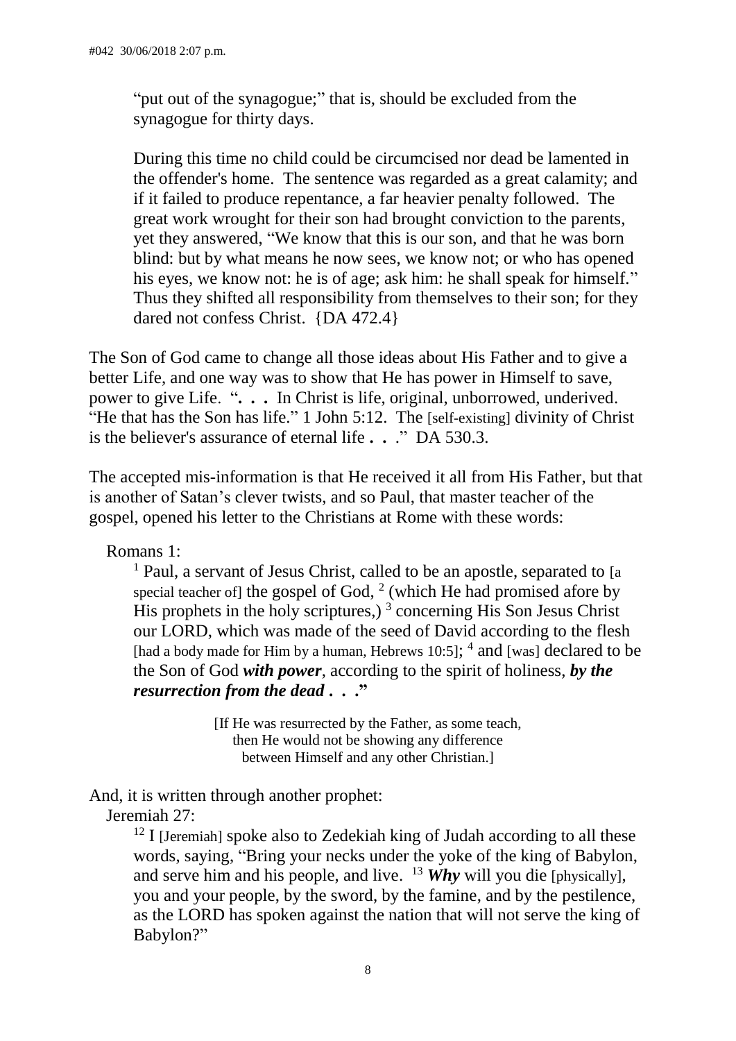"put out of the synagogue;" that is, should be excluded from the synagogue for thirty days.

> During this time no child could be circumcised nor dead be lamented in the offender's home. The sentence was regarded as a great calamity; and if it failed to produce repentance, a far heavier penalty followed. The great work wrought for their son had brought conviction to the parents, yet they answered, "We know that this is our son, and that he was born blind: but by what means he now sees, we know not; or who has opened his eyes, we know not: he is of age; ask him: he shall speak for himself." Thus they shifted all responsibility from themselves to their son; for they dared not confess Christ. {DA 472.4}

The Son of God came to change all those ideas about His Father and to give a better Life, and one way was to show that He has power in Himself to save, power to give Life. "**. . .** In Christ is life, original, unborrowed, underived. "He that has the Son has life." 1 John 5:12. The [self-existing] divinity of Christ is the believer's assurance of eternal life **. . .**" DA 530.3.

The accepted mis-information is that He received it all from His Father, but that is another of Satan's clever twists, and so Paul, that master teacher of the gospel, opened his letter to the Christians at Rome with these words:

Romans 1:

> [1] Paul, a servant of Jesus Christ, called to be an apostle, separated to [a special teacher of] the gospel of God, [2] (which He had promised afore by His prophets in the holy scriptures,) [3] concerning His Son Jesus Christ our LORD, which was made of the seed of David according to the flesh [had a body made for Him by a human, Hebrews 10:5]; [4] and [was] declared to be the Son of God ***with power***, according to the spirit of holiness, ***by the resurrection from the dead . . .***"

> [If He was resurrected by the Father, as some teach, then He would not be showing any difference between Himself and any other Christian.]

And, it is written through another prophet:

Jeremiah 27:

> [12] I [Jeremiah] spoke also to Zedekiah king of Judah according to all these words, saying, "Bring your necks under the yoke of the king of Babylon, and serve him and his people, and live. [13] ***Why*** will you die [physically], you and your people, by the sword, by the famine, and by the pestilence, as the LORD has spoken against the nation that will not serve the king of Babylon?"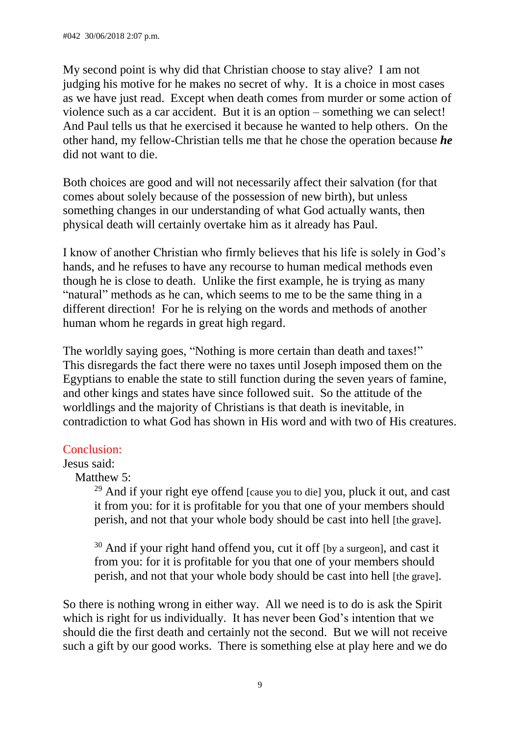#042 30/06/2018 2:07 p.m.

My second point is why did that Christian choose to stay alive? I am not judging his motive for he makes no secret of why. It is a choice in most cases as we have just read. Except when death comes from murder or some action of violence such as a car accident. But it is an option – something we can select! And Paul tells us that he exercised it because he wanted to help others. On the other hand, my fellow-Christian tells me that he chose the operation because ***he*** did not want to die.

Both choices are good and will not necessarily affect their salvation (for that comes about solely because of the possession of new birth), but unless something changes in our understanding of what God actually wants, then physical death will certainly overtake him as it already has Paul.

I know of another Christian who firmly believes that his life is solely in God's hands, and he refuses to have any recourse to human medical methods even though he is close to death. Unlike the first example, he is trying as many "natural" methods as he can, which seems to me to be the same thing in a different direction! For he is relying on the words and methods of another human whom he regards in great high regard.

The worldly saying goes, "Nothing is more certain than death and taxes!" This disregards the fact there were no taxes until Joseph imposed them on the Egyptians to enable the state to still function during the seven years of famine, and other kings and states have since followed suit. So the attitude of the worldlings and the majority of Christians is that death is inevitable, in contradiction to what God has shown in His word and with two of His creatures.

## Conclusion:

Jesus said:

Matthew 5:

> [29] And if your right eye offend [cause you to die] you, pluck it out, and cast it from you: for it is profitable for you that one of your members should perish, and not that your whole body should be cast into hell [the grave].
>
> [30] And if your right hand offend you, cut it off [by a surgeon], and cast it from you: for it is profitable for you that one of your members should perish, and not that your whole body should be cast into hell [the grave].

So there is nothing wrong in either way. All we need is to do is ask the Spirit which is right for us individually. It has never been God's intention that we should die the first death and certainly not the second. But we will not receive such a gift by our good works. There is something else at play here and we do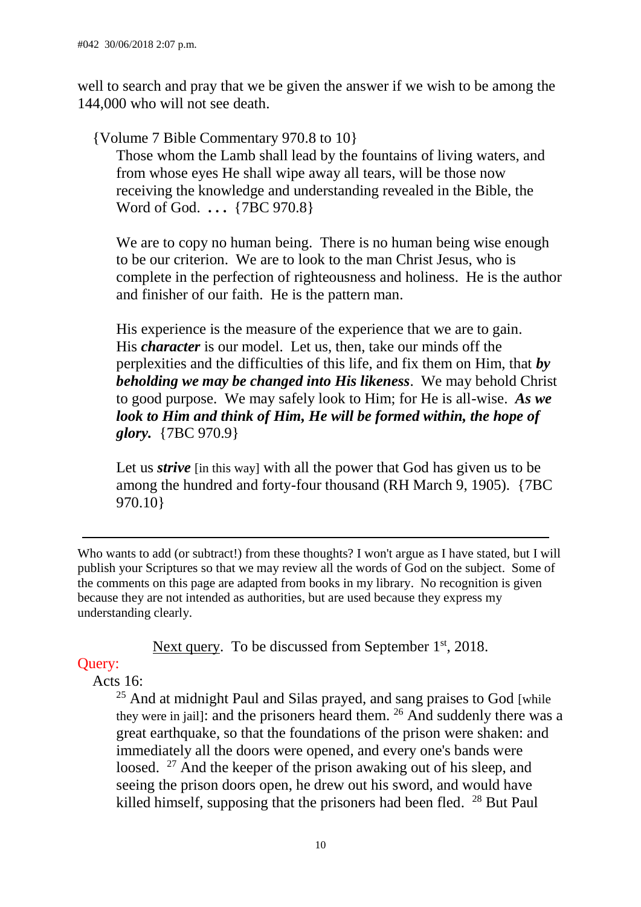well to search and pray that we be given the answer if we wish to be among the 144,000 who will not see death.

{Volume 7 Bible Commentary 970.8 to 10}

> Those whom the Lamb shall lead by the fountains of living waters, and from whose eyes He shall wipe away all tears, will be those now receiving the knowledge and understanding revealed in the Bible, the Word of God. **. . .** {7BC 970.8}
>
> We are to copy no human being. There is no human being wise enough to be our criterion. We are to look to the man Christ Jesus, who is complete in the perfection of righteousness and holiness. He is the author and finisher of our faith. He is the pattern man.
>
> His experience is the measure of the experience that we are to gain. His ***character*** is our model. Let us, then, take our minds off the perplexities and the difficulties of this life, and fix them on Him, that ***by beholding we may be changed into His likeness***. We may behold Christ to good purpose. We may safely look to Him; for He is all-wise. ***As we look to Him and think of Him, He will be formed within, the hope of glory.*** {7BC 970.9}
>
> Let us ***strive*** [in this way] with all the power that God has given us to be among the hundred and forty-four thousand (RH March 9, 1905). {7BC 970.10}

---

Who wants to add (or subtract!) from these thoughts? I won't argue as I have stated, but I will publish your Scriptures so that we may review all the words of God on the subject. Some of the comments on this page are adapted from books in my library. No recognition is given because they are not intended as authorities, but are used because they express my understanding clearly.

<u>Next query</u>. To be discussed from September 1st, 2018.

Query:

Acts 16:

> [25] And at midnight Paul and Silas prayed, and sang praises to God [while they were in jail]: and the prisoners heard them. [26] And suddenly there was a great earthquake, so that the foundations of the prison were shaken: and immediately all the doors were opened, and every one's bands were loosed. [27] And the keeper of the prison awaking out of his sleep, and seeing the prison doors open, he drew out his sword, and would have killed himself, supposing that the prisoners had been fled. [28] But Paul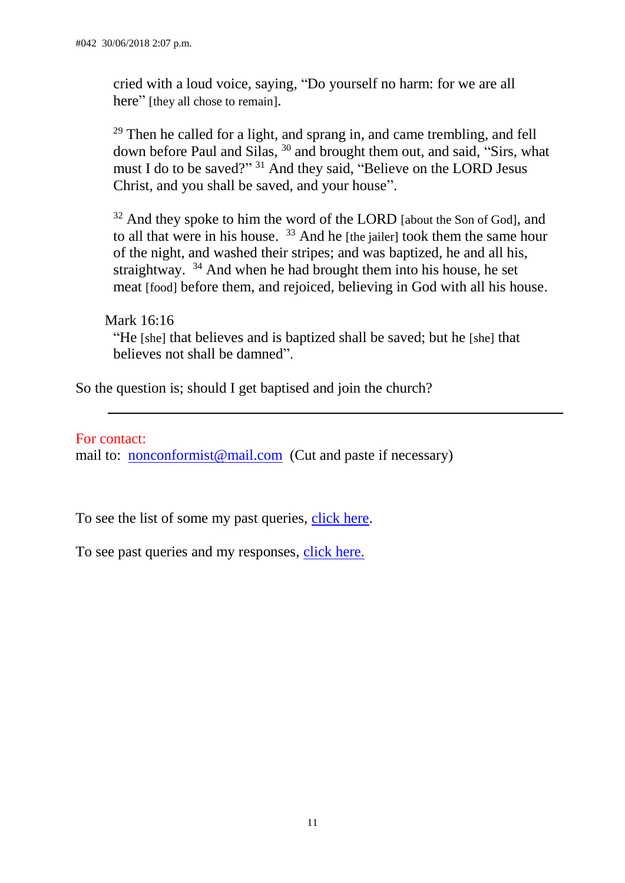cried with a loud voice, saying, "Do yourself no harm: for we are all here" [they all chose to remain].

[29] Then he called for a light, and sprang in, and came trembling, and fell down before Paul and Silas, [30] and brought them out, and said, "Sirs, what must I do to be saved?" [31] And they said, "Believe on the LORD Jesus Christ, and you shall be saved, and your house".

[32] And they spoke to him the word of the LORD [about the Son of God], and to all that were in his house. [33] And he [the jailer] took them the same hour of the night, and washed their stripes; and was baptized, he and all his, straightway. [34] And when he had brought them into his house, he set meat [food] before them, and rejoiced, believing in God with all his house.

Mark 16:16

"He [she] that believes and is baptized shall be saved; but he [she] that believes not shall be damned".

So the question is; should I get baptised and join the church?

---

For contact:

mail to: nonconformist@mail.com (Cut and paste if necessary)

To see the list of some my past queries, click here.

To see past queries and my responses, click here.